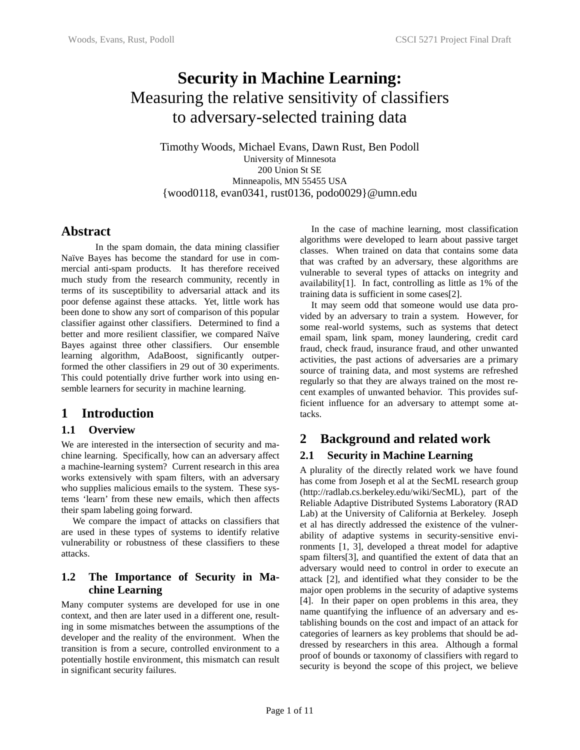# Security in Machine Learning:
## Measuring the relative sensitivity of classifiers to adversary-selected training data

Timothy Woods, Michael Evans, Dawn Rust, Ben Podoll
University of Minnesota
200 Union St SE
Minneapolis, MN 55455 USA
{wood0118, evan0341, rust0136, podo0029}@umn.edu

## Abstract

In the spam domain, the data mining classifier Naïve Bayes has become the standard for use in commercial anti-spam products. It has therefore received much study from the research community, recently in terms of its susceptibility to adversarial attack and its poor defense against these attacks. Yet, little work has been done to show any sort of comparison of this popular classifier against other classifiers. Determined to find a better and more resilient classifier, we compared Naïve Bayes against three other classifiers. Our ensemble learning algorithm, AdaBoost, significantly outperformed the other classifiers in 29 out of 30 experiments. This could potentially drive further work into using ensemble learners for security in machine learning.

## 1 Introduction

### 1.1 Overview

We are interested in the intersection of security and machine learning. Specifically, how can an adversary affect a machine-learning system? Current research in this area works extensively with spam filters, with an adversary who supplies malicious emails to the system. These systems 'learn' from these new emails, which then affects their spam labeling going forward.

We compare the impact of attacks on classifiers that are used in these types of systems to identify relative vulnerability or robustness of these classifiers to these attacks.

### 1.2 The Importance of Security in Machine Learning

Many computer systems are developed for use in one context, and then are later used in a different one, resulting in some mismatches between the assumptions of the developer and the reality of the environment. When the transition is from a secure, controlled environment to a potentially hostile environment, this mismatch can result in significant security failures.

In the case of machine learning, most classification algorithms were developed to learn about passive target classes. When trained on data that contains some data that was crafted by an adversary, these algorithms are vulnerable to several types of attacks on integrity and availability[1]. In fact, controlling as little as 1% of the training data is sufficient in some cases[2].

It may seem odd that someone would use data provided by an adversary to train a system. However, for some real-world systems, such as systems that detect email spam, link spam, money laundering, credit card fraud, check fraud, insurance fraud, and other unwanted activities, the past actions of adversaries are a primary source of training data, and most systems are refreshed regularly so that they are always trained on the most recent examples of unwanted behavior. This provides sufficient influence for an adversary to attempt some attacks.

## 2 Background and related work

### 2.1 Security in Machine Learning

A plurality of the directly related work we have found has come from Joseph et al at the SecML research group (http://radlab.cs.berkeley.edu/wiki/SecML), part of the Reliable Adaptive Distributed Systems Laboratory (RAD Lab) at the University of California at Berkeley. Joseph et al has directly addressed the existence of the vulnerability of adaptive systems in security-sensitive environments [1, 3], developed a threat model for adaptive spam filters[3], and quantified the extent of data that an adversary would need to control in order to execute an attack [2], and identified what they consider to be the major open problems in the security of adaptive systems [4]. In their paper on open problems in this area, they name quantifying the influence of an adversary and establishing bounds on the cost and impact of an attack for categories of learners as key problems that should be addressed by researchers in this area. Although a formal proof of bounds or taxonomy of classifiers with regard to security is beyond the scope of this project, we believe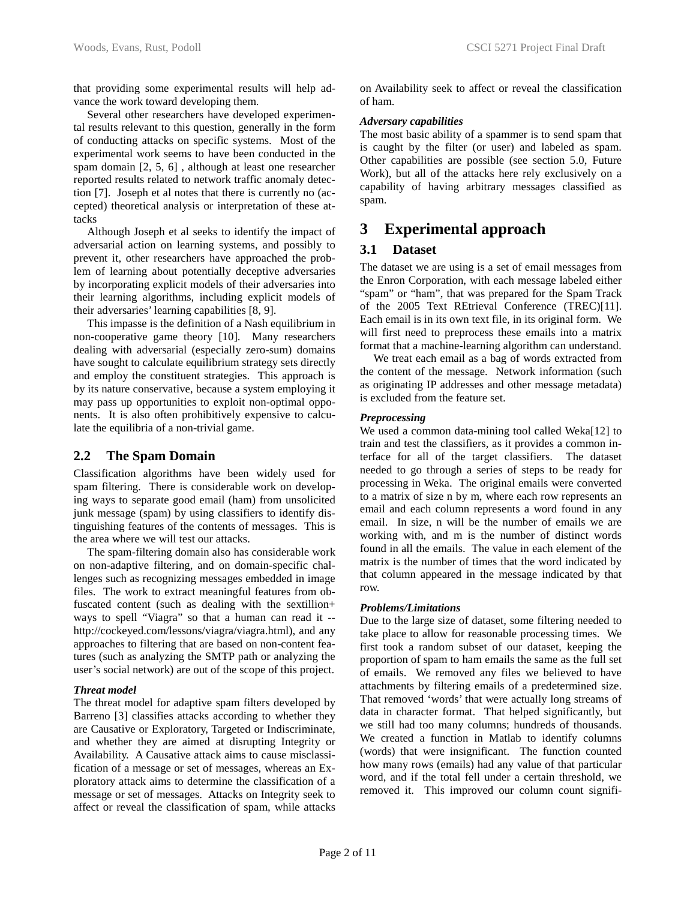that providing some experimental results will help advance the work toward developing them.

Several other researchers have developed experimental results relevant to this question, generally in the form of conducting attacks on specific systems. Most of the experimental work seems to have been conducted in the spam domain [2, 5, 6] , although at least one researcher reported results related to network traffic anomaly detection [7]. Joseph et al notes that there is currently no (accepted) theoretical analysis or interpretation of these attacks

Although Joseph et al seeks to identify the impact of adversarial action on learning systems, and possibly to prevent it, other researchers have approached the problem of learning about potentially deceptive adversaries by incorporating explicit models of their adversaries into their learning algorithms, including explicit models of their adversaries' learning capabilities [8, 9].

This impasse is the definition of a Nash equilibrium in non-cooperative game theory [10]. Many researchers dealing with adversarial (especially zero-sum) domains have sought to calculate equilibrium strategy sets directly and employ the constituent strategies. This approach is by its nature conservative, because a system employing it may pass up opportunities to exploit non-optimal opponents. It is also often prohibitively expensive to calculate the equilibria of a non-trivial game.

## 2.2 The Spam Domain

Classification algorithms have been widely used for spam filtering. There is considerable work on developing ways to separate good email (ham) from unsolicited junk message (spam) by using classifiers to identify distinguishing features of the contents of messages. This is the area where we will test our attacks.

The spam-filtering domain also has considerable work on non-adaptive filtering, and on domain-specific challenges such as recognizing messages embedded in image files. The work to extract meaningful features from obfuscated content (such as dealing with the sextillion+ ways to spell "Viagra" so that a human can read it -- http://cockeyed.com/lessons/viagra/viagra.html), and any approaches to filtering that are based on non-content features (such as analyzing the SMTP path or analyzing the user's social network) are out of the scope of this project.

***Threat model***

The threat model for adaptive spam filters developed by Barreno [3] classifies attacks according to whether they are Causative or Exploratory, Targeted or Indiscriminate, and whether they are aimed at disrupting Integrity or Availability. A Causative attack aims to cause misclassification of a message or set of messages, whereas an Exploratory attack aims to determine the classification of a message or set of messages. Attacks on Integrity seek to affect or reveal the classification of spam, while attacks on Availability seek to affect or reveal the classification of ham.

***Adversary capabilities***

The most basic ability of a spammer is to send spam that is caught by the filter (or user) and labeled as spam. Other capabilities are possible (see section 5.0, Future Work), but all of the attacks here rely exclusively on a capability of having arbitrary messages classified as spam.

# 3 Experimental approach

## 3.1 Dataset

The dataset we are using is a set of email messages from the Enron Corporation, with each message labeled either "spam" or "ham", that was prepared for the Spam Track of the 2005 Text REtrieval Conference (TREC)[11]. Each email is in its own text file, in its original form. We will first need to preprocess these emails into a matrix format that a machine-learning algorithm can understand.

We treat each email as a bag of words extracted from the content of the message. Network information (such as originating IP addresses and other message metadata) is excluded from the feature set.

***Preprocessing***

We used a common data-mining tool called Weka[12] to train and test the classifiers, as it provides a common interface for all of the target classifiers. The dataset needed to go through a series of steps to be ready for processing in Weka. The original emails were converted to a matrix of size n by m, where each row represents an email and each column represents a word found in any email. In size, n will be the number of emails we are working with, and m is the number of distinct words found in all the emails. The value in each element of the matrix is the number of times that the word indicated by that column appeared in the message indicated by that row.

***Problems/Limitations***

Due to the large size of dataset, some filtering needed to take place to allow for reasonable processing times. We first took a random subset of our dataset, keeping the proportion of spam to ham emails the same as the full set of emails. We removed any files we believed to have attachments by filtering emails of a predetermined size. That removed 'words' that were actually long streams of data in character format. That helped significantly, but we still had too many columns; hundreds of thousands. We created a function in Matlab to identify columns (words) that were insignificant. The function counted how many rows (emails) had any value of that particular word, and if the total fell under a certain threshold, we removed it. This improved our column count signifi-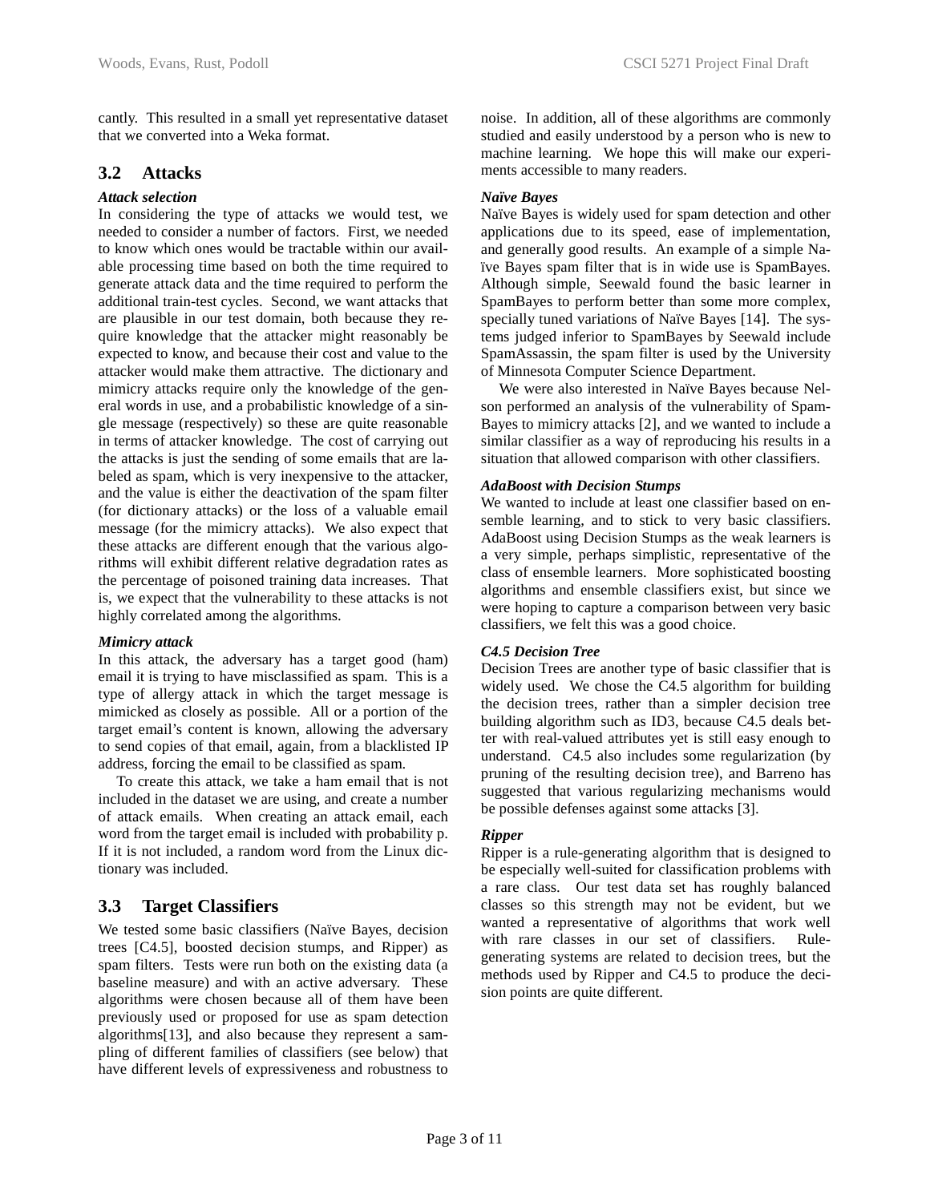cantly. This resulted in a small yet representative dataset that we converted into a Weka format.

## 3.2 Attacks

***Attack selection***

In considering the type of attacks we would test, we needed to consider a number of factors. First, we needed to know which ones would be tractable within our available processing time based on both the time required to generate attack data and the time required to perform the additional train-test cycles. Second, we want attacks that are plausible in our test domain, both because they require knowledge that the attacker might reasonably be expected to know, and because their cost and value to the attacker would make them attractive. The dictionary and mimicry attacks require only the knowledge of the general words in use, and a probabilistic knowledge of a single message (respectively) so these are quite reasonable in terms of attacker knowledge. The cost of carrying out the attacks is just the sending of some emails that are labeled as spam, which is very inexpensive to the attacker, and the value is either the deactivation of the spam filter (for dictionary attacks) or the loss of a valuable email message (for the mimicry attacks). We also expect that these attacks are different enough that the various algorithms will exhibit different relative degradation rates as the percentage of poisoned training data increases. That is, we expect that the vulnerability to these attacks is not highly correlated among the algorithms.

***Mimicry attack***

In this attack, the adversary has a target good (ham) email it is trying to have misclassified as spam. This is a type of allergy attack in which the target message is mimicked as closely as possible. All or a portion of the target email's content is known, allowing the adversary to send copies of that email, again, from a blacklisted IP address, forcing the email to be classified as spam.

To create this attack, we take a ham email that is not included in the dataset we are using, and create a number of attack emails. When creating an attack email, each word from the target email is included with probability p. If it is not included, a random word from the Linux dictionary was included.

## 3.3 Target Classifiers

We tested some basic classifiers (Naïve Bayes, decision trees [C4.5], boosted decision stumps, and Ripper) as spam filters. Tests were run both on the existing data (a baseline measure) and with an active adversary. These algorithms were chosen because all of them have been previously used or proposed for use as spam detection algorithms[13], and also because they represent a sampling of different families of classifiers (see below) that have different levels of expressiveness and robustness to noise. In addition, all of these algorithms are commonly studied and easily understood by a person who is new to machine learning. We hope this will make our experiments accessible to many readers.

***Naïve Bayes***

Naïve Bayes is widely used for spam detection and other applications due to its speed, ease of implementation, and generally good results. An example of a simple Naïve Bayes spam filter that is in wide use is SpamBayes. Although simple, Seewald found the basic learner in SpamBayes to perform better than some more complex, specially tuned variations of Naïve Bayes [14]. The systems judged inferior to SpamBayes by Seewald include SpamAssassin, the spam filter is used by the University of Minnesota Computer Science Department.

We were also interested in Naïve Bayes because Nelson performed an analysis of the vulnerability of SpamBayes to mimicry attacks [2], and we wanted to include a similar classifier as a way of reproducing his results in a situation that allowed comparison with other classifiers.

***AdaBoost with Decision Stumps***

We wanted to include at least one classifier based on ensemble learning, and to stick to very basic classifiers. AdaBoost using Decision Stumps as the weak learners is a very simple, perhaps simplistic, representative of the class of ensemble learners. More sophisticated boosting algorithms and ensemble classifiers exist, but since we were hoping to capture a comparison between very basic classifiers, we felt this was a good choice.

***C4.5 Decision Tree***

Decision Trees are another type of basic classifier that is widely used. We chose the C4.5 algorithm for building the decision trees, rather than a simpler decision tree building algorithm such as ID3, because C4.5 deals better with real-valued attributes yet is still easy enough to understand. C4.5 also includes some regularization (by pruning of the resulting decision tree), and Barreno has suggested that various regularizing mechanisms would be possible defenses against some attacks [3].

***Ripper***

Ripper is a rule-generating algorithm that is designed to be especially well-suited for classification problems with a rare class. Our test data set has roughly balanced classes so this strength may not be evident, but we wanted a representative of algorithms that work well with rare classes in our set of classifiers. Rule-generating systems are related to decision trees, but the methods used by Ripper and C4.5 to produce the decision points are quite different.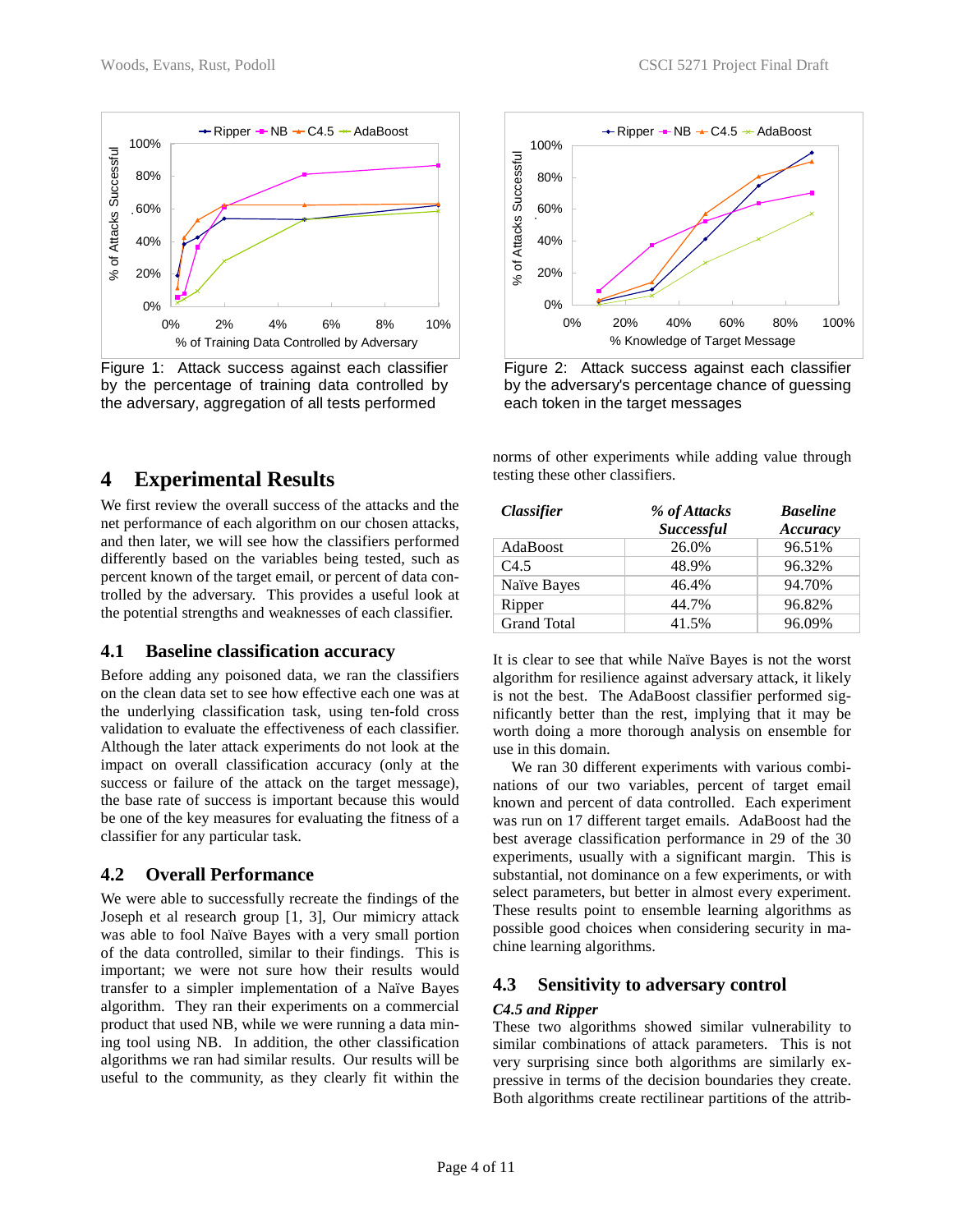Figure 1: Attack success against each classifier by the percentage of training data controlled by the adversary, aggregation of all tests performed

Figure 2: Attack success against each classifier by the adversary's percentage chance of guessing each token in the target messages

# 4 Experimental Results

We first review the overall success of the attacks and the net performance of each algorithm on our chosen attacks, and then later, we will see how the classifiers performed differently based on the variables being tested, such as percent known of the target email, or percent of data controlled by the adversary. This provides a useful look at the potential strengths and weaknesses of each classifier.

## 4.1 Baseline classification accuracy

Before adding any poisoned data, we ran the classifiers on the clean data set to see how effective each one was at the underlying classification task, using ten-fold cross validation to evaluate the effectiveness of each classifier. Although the later attack experiments do not look at the impact on overall classification accuracy (only at the success or failure of the attack on the target message), the base rate of success is important because this would be one of the key measures for evaluating the fitness of a classifier for any particular task.

## 4.2 Overall Performance

We were able to successfully recreate the findings of the Joseph et al research group [1, 3], Our mimicry attack was able to fool Naïve Bayes with a very small portion of the data controlled, similar to their findings. This is important; we were not sure how their results would transfer to a simpler implementation of a Naïve Bayes algorithm. They ran their experiments on a commercial product that used NB, while we were running a data mining tool using NB. In addition, the other classification algorithms we ran had similar results. Our results will be useful to the community, as they clearly fit within the norms of other experiments while adding value through testing these other classifiers.

| *Classifier* | *% of Attacks Successful* | *Baseline Accuracy* |
|---|---|---|
| AdaBoost | 26.0% | 96.51% |
| C4.5 | 48.9% | 96.32% |
| Naïve Bayes | 46.4% | 94.70% |
| Ripper | 44.7% | 96.82% |
| Grand Total | 41.5% | 96.09% |

It is clear to see that while Naïve Bayes is not the worst algorithm for resilience against adversary attack, it likely is not the best. The AdaBoost classifier performed significantly better than the rest, implying that it may be worth doing a more thorough analysis on ensemble for use in this domain.

We ran 30 different experiments with various combinations of our two variables, percent of target email known and percent of data controlled. Each experiment was run on 17 different target emails. AdaBoost had the best average classification performance in 29 of the 30 experiments, usually with a significant margin. This is substantial, not dominance on a few experiments, or with select parameters, but better in almost every experiment. These results point to ensemble learning algorithms as possible good choices when considering security in machine learning algorithms.

## 4.3 Sensitivity to adversary control

***C4.5 and Ripper***

These two algorithms showed similar vulnerability to similar combinations of attack parameters. This is not very surprising since both algorithms are similarly expressive in terms of the decision boundaries they create. Both algorithms create rectilinear partitions of the attrib-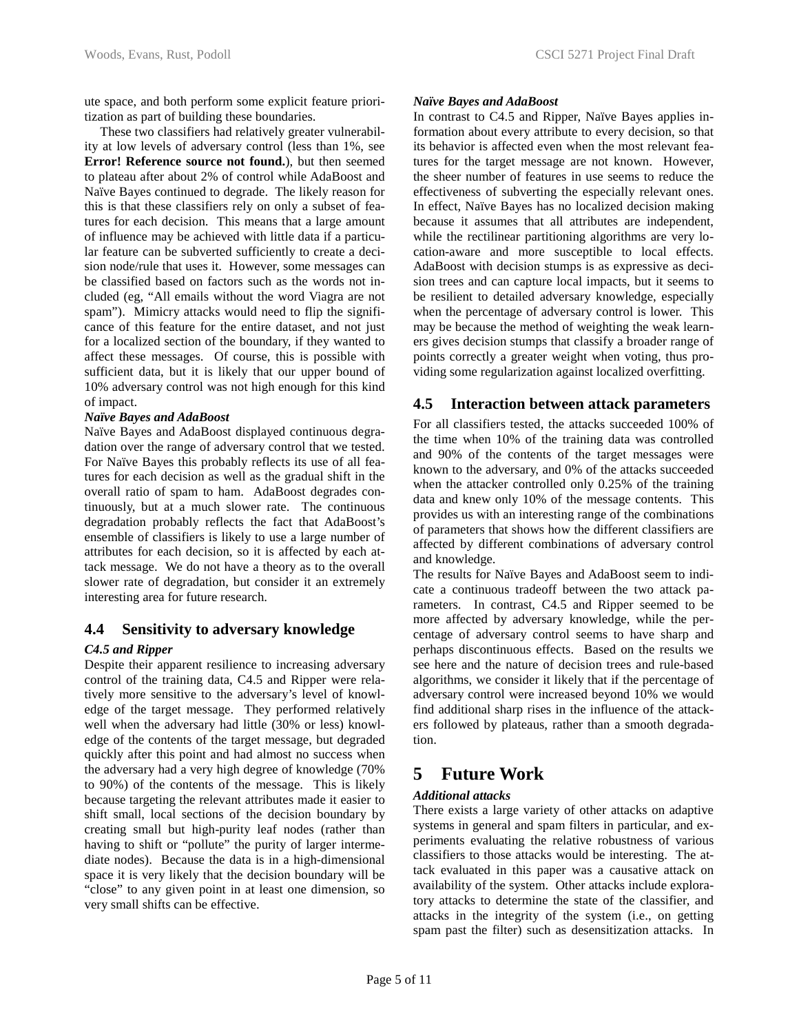ute space, and both perform some explicit feature prioritization as part of building these boundaries.

These two classifiers had relatively greater vulnerability at low levels of adversary control (less than 1%, see **Error! Reference source not found.**), but then seemed to plateau after about 2% of control while AdaBoost and Naïve Bayes continued to degrade. The likely reason for this is that these classifiers rely on only a subset of features for each decision. This means that a large amount of influence may be achieved with little data if a particular feature can be subverted sufficiently to create a decision node/rule that uses it. However, some messages can be classified based on factors such as the words not included (eg, "All emails without the word Viagra are not spam"). Mimicry attacks would need to flip the significance of this feature for the entire dataset, and not just for a localized section of the boundary, if they wanted to affect these messages. Of course, this is possible with sufficient data, but it is likely that our upper bound of 10% adversary control was not high enough for this kind of impact.

***Naïve Bayes and AdaBoost***

Naïve Bayes and AdaBoost displayed continuous degradation over the range of adversary control that we tested. For Naïve Bayes this probably reflects its use of all features for each decision as well as the gradual shift in the overall ratio of spam to ham. AdaBoost degrades continuously, but at a much slower rate. The continuous degradation probably reflects the fact that AdaBoost's ensemble of classifiers is likely to use a large number of attributes for each decision, so it is affected by each attack message. We do not have a theory as to the overall slower rate of degradation, but consider it an extremely interesting area for future research.

## 4.4 Sensitivity to adversary knowledge

***C4.5 and Ripper***

Despite their apparent resilience to increasing adversary control of the training data, C4.5 and Ripper were relatively more sensitive to the adversary's level of knowledge of the target message. They performed relatively well when the adversary had little (30% or less) knowledge of the contents of the target message, but degraded quickly after this point and had almost no success when the adversary had a very high degree of knowledge (70% to 90%) of the contents of the message. This is likely because targeting the relevant attributes made it easier to shift small, local sections of the decision boundary by creating small but high-purity leaf nodes (rather than having to shift or "pollute" the purity of larger intermediate nodes). Because the data is in a high-dimensional space it is very likely that the decision boundary will be "close" to any given point in at least one dimension, so very small shifts can be effective.

***Naïve Bayes and AdaBoost***

In contrast to C4.5 and Ripper, Naïve Bayes applies information about every attribute to every decision, so that its behavior is affected even when the most relevant features for the target message are not known. However, the sheer number of features in use seems to reduce the effectiveness of subverting the especially relevant ones. In effect, Naïve Bayes has no localized decision making because it assumes that all attributes are independent, while the rectilinear partitioning algorithms are very location-aware and more susceptible to local effects. AdaBoost with decision stumps is as expressive as decision trees and can capture local impacts, but it seems to be resilient to detailed adversary knowledge, especially when the percentage of adversary control is lower. This may be because the method of weighting the weak learners gives decision stumps that classify a broader range of points correctly a greater weight when voting, thus providing some regularization against localized overfitting.

## 4.5 Interaction between attack parameters

For all classifiers tested, the attacks succeeded 100% of the time when 10% of the training data was controlled and 90% of the contents of the target messages were known to the adversary, and 0% of the attacks succeeded when the attacker controlled only 0.25% of the training data and knew only 10% of the message contents. This provides us with an interesting range of the combinations of parameters that shows how the different classifiers are affected by different combinations of adversary control and knowledge.

The results for Naïve Bayes and AdaBoost seem to indicate a continuous tradeoff between the two attack parameters. In contrast, C4.5 and Ripper seemed to be more affected by adversary knowledge, while the percentage of adversary control seems to have sharp and perhaps discontinuous effects. Based on the results we see here and the nature of decision trees and rule-based algorithms, we consider it likely that if the percentage of adversary control were increased beyond 10% we would find additional sharp rises in the influence of the attackers followed by plateaus, rather than a smooth degradation.

# 5 Future Work

***Additional attacks***

There exists a large variety of other attacks on adaptive systems in general and spam filters in particular, and experiments evaluating the relative robustness of various classifiers to those attacks would be interesting. The attack evaluated in this paper was a causative attack on availability of the system. Other attacks include exploratory attacks to determine the state of the classifier, and attacks in the integrity of the system (i.e., on getting spam past the filter) such as desensitization attacks. In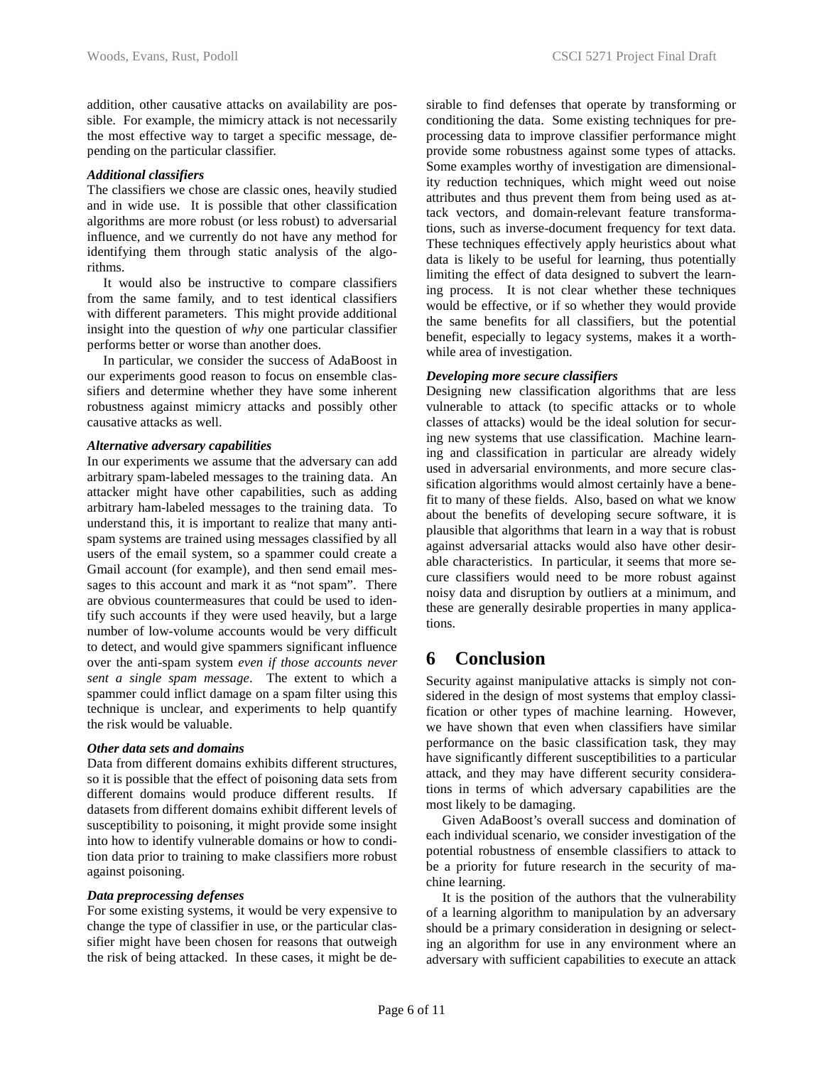addition, other causative attacks on availability are possible. For example, the mimicry attack is not necessarily the most effective way to target a specific message, depending on the particular classifier.

***Additional classifiers***

The classifiers we chose are classic ones, heavily studied and in wide use. It is possible that other classification algorithms are more robust (or less robust) to adversarial influence, and we currently do not have any method for identifying them through static analysis of the algorithms.

It would also be instructive to compare classifiers from the same family, and to test identical classifiers with different parameters. This might provide additional insight into the question of *why* one particular classifier performs better or worse than another does.

In particular, we consider the success of AdaBoost in our experiments good reason to focus on ensemble classifiers and determine whether they have some inherent robustness against mimicry attacks and possibly other causative attacks as well.

***Alternative adversary capabilities***

In our experiments we assume that the adversary can add arbitrary spam-labeled messages to the training data. An attacker might have other capabilities, such as adding arbitrary ham-labeled messages to the training data. To understand this, it is important to realize that many anti-spam systems are trained using messages classified by all users of the email system, so a spammer could create a Gmail account (for example), and then send email messages to this account and mark it as "not spam". There are obvious countermeasures that could be used to identify such accounts if they were used heavily, but a large number of low-volume accounts would be very difficult to detect, and would give spammers significant influence over the anti-spam system *even if those accounts never sent a single spam message*. The extent to which a spammer could inflict damage on a spam filter using this technique is unclear, and experiments to help quantify the risk would be valuable.

***Other data sets and domains***

Data from different domains exhibits different structures, so it is possible that the effect of poisoning data sets from different domains would produce different results. If datasets from different domains exhibit different levels of susceptibility to poisoning, it might provide some insight into how to identify vulnerable domains or how to condition data prior to training to make classifiers more robust against poisoning.

***Data preprocessing defenses***

For some existing systems, it would be very expensive to change the type of classifier in use, or the particular classifier might have been chosen for reasons that outweigh the risk of being attacked. In these cases, it might be desirable to find defenses that operate by transforming or conditioning the data. Some existing techniques for preprocessing data to improve classifier performance might provide some robustness against some types of attacks. Some examples worthy of investigation are dimensionality reduction techniques, which might weed out noise attributes and thus prevent them from being used as attack vectors, and domain-relevant feature transformations, such as inverse-document frequency for text data. These techniques effectively apply heuristics about what data is likely to be useful for learning, thus potentially limiting the effect of data designed to subvert the learning process. It is not clear whether these techniques would be effective, or if so whether they would provide the same benefits for all classifiers, but the potential benefit, especially to legacy systems, makes it a worthwhile area of investigation.

***Developing more secure classifiers***

Designing new classification algorithms that are less vulnerable to attack (to specific attacks or to whole classes of attacks) would be the ideal solution for securing new systems that use classification. Machine learning and classification in particular are already widely used in adversarial environments, and more secure classification algorithms would almost certainly have a benefit to many of these fields. Also, based on what we know about the benefits of developing secure software, it is plausible that algorithms that learn in a way that is robust against adversarial attacks would also have other desirable characteristics. In particular, it seems that more secure classifiers would need to be more robust against noisy data and disruption by outliers at a minimum, and these are generally desirable properties in many applications.

# 6 Conclusion

Security against manipulative attacks is simply not considered in the design of most systems that employ classification or other types of machine learning. However, we have shown that even when classifiers have similar performance on the basic classification task, they may have significantly different susceptibilities to a particular attack, and they may have different security considerations in terms of which adversary capabilities are the most likely to be damaging.

Given AdaBoost's overall success and domination of each individual scenario, we consider investigation of the potential robustness of ensemble classifiers to attack to be a priority for future research in the security of machine learning.

It is the position of the authors that the vulnerability of a learning algorithm to manipulation by an adversary should be a primary consideration in designing or selecting an algorithm for use in any environment where an adversary with sufficient capabilities to execute an attack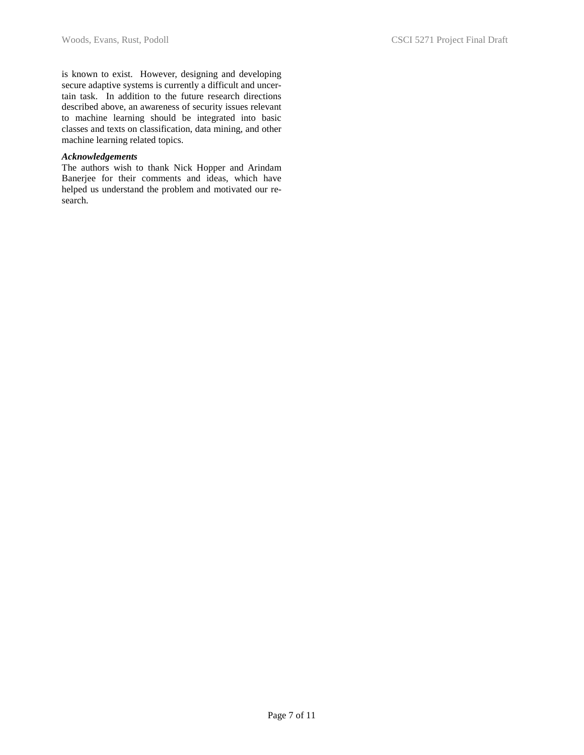is known to exist. However, designing and developing secure adaptive systems is currently a difficult and uncertain task. In addition to the future research directions described above, an awareness of security issues relevant to machine learning should be integrated into basic classes and texts on classification, data mining, and other machine learning related topics.

***Acknowledgements***

The authors wish to thank Nick Hopper and Arindam Banerjee for their comments and ideas, which have helped us understand the problem and motivated our research.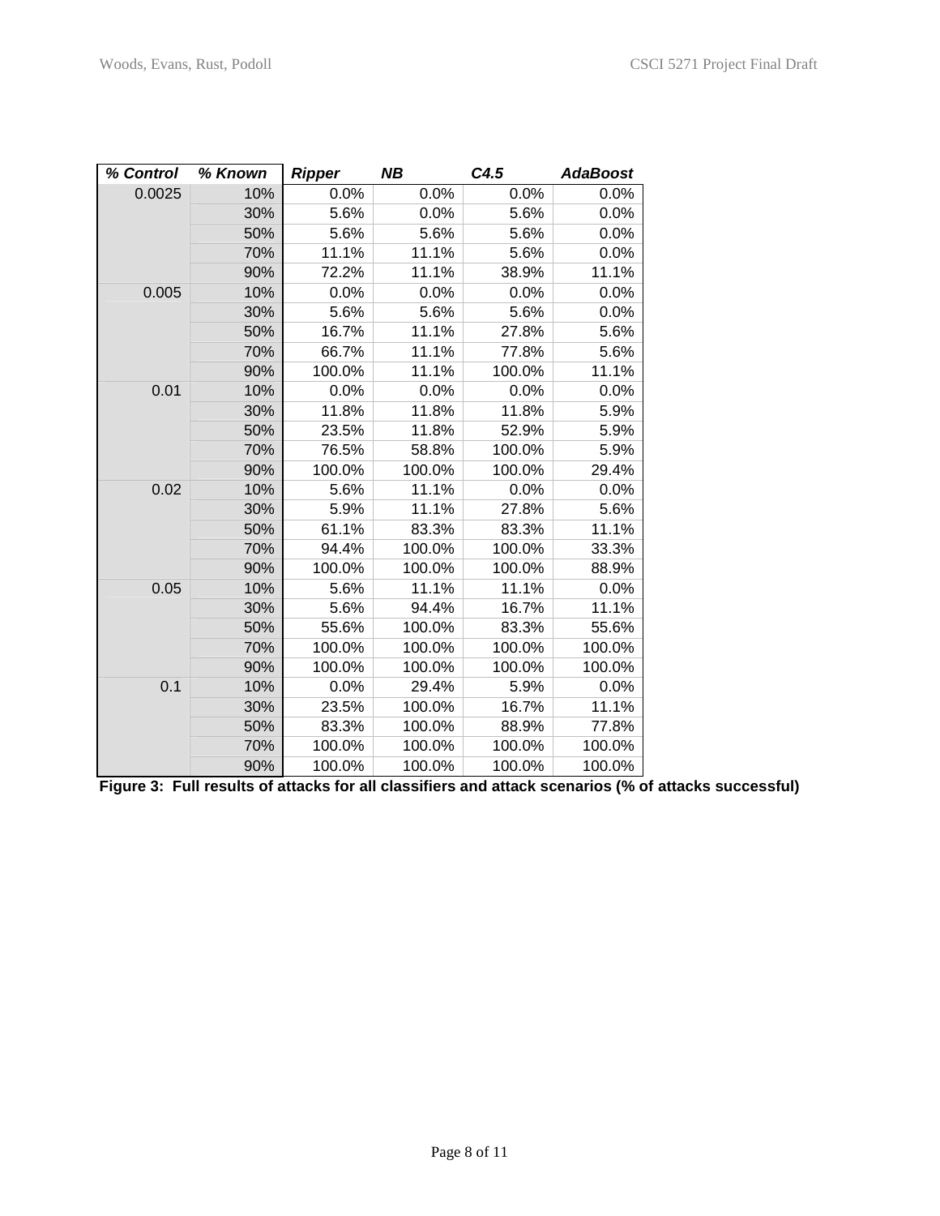| % Control | % Known | Ripper | NB | C4.5 | AdaBoost |
|---|---|---|---|---|---|
| 0.0025 | 10% | 0.0% | 0.0% | 0.0% | 0.0% |
| | 30% | 5.6% | 0.0% | 5.6% | 0.0% |
| | 50% | 5.6% | 5.6% | 5.6% | 0.0% |
| | 70% | 11.1% | 11.1% | 5.6% | 0.0% |
| | 90% | 72.2% | 11.1% | 38.9% | 11.1% |
| 0.005 | 10% | 0.0% | 0.0% | 0.0% | 0.0% |
| | 30% | 5.6% | 5.6% | 5.6% | 0.0% |
| | 50% | 16.7% | 11.1% | 27.8% | 5.6% |
| | 70% | 66.7% | 11.1% | 77.8% | 5.6% |
| | 90% | 100.0% | 11.1% | 100.0% | 11.1% |
| 0.01 | 10% | 0.0% | 0.0% | 0.0% | 0.0% |
| | 30% | 11.8% | 11.8% | 11.8% | 5.9% |
| | 50% | 23.5% | 11.8% | 52.9% | 5.9% |
| | 70% | 76.5% | 58.8% | 100.0% | 5.9% |
| | 90% | 100.0% | 100.0% | 100.0% | 29.4% |
| 0.02 | 10% | 5.6% | 11.1% | 0.0% | 0.0% |
| | 30% | 5.9% | 11.1% | 27.8% | 5.6% |
| | 50% | 61.1% | 83.3% | 83.3% | 11.1% |
| | 70% | 94.4% | 100.0% | 100.0% | 33.3% |
| | 90% | 100.0% | 100.0% | 100.0% | 88.9% |
| 0.05 | 10% | 5.6% | 11.1% | 11.1% | 0.0% |
| | 30% | 5.6% | 94.4% | 16.7% | 11.1% |
| | 50% | 55.6% | 100.0% | 83.3% | 55.6% |
| | 70% | 100.0% | 100.0% | 100.0% | 100.0% |
| | 90% | 100.0% | 100.0% | 100.0% | 100.0% |
| 0.1 | 10% | 0.0% | 29.4% | 5.9% | 0.0% |
| | 30% | 23.5% | 100.0% | 16.7% | 11.1% |
| | 50% | 83.3% | 100.0% | 88.9% | 77.8% |
| | 70% | 100.0% | 100.0% | 100.0% | 100.0% |
| | 90% | 100.0% | 100.0% | 100.0% | 100.0% |

**Figure 3: Full results of attacks for all classifiers and attack scenarios (% of attacks successful)**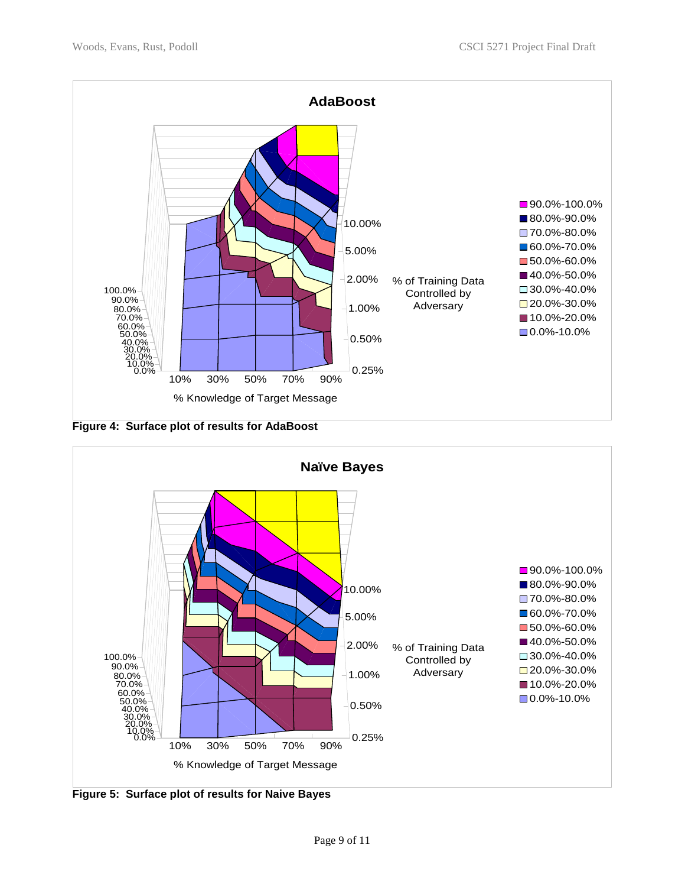**Figure 4: Surface plot of results for AdaBoost**

**Figure 5: Surface plot of results for Naive Bayes**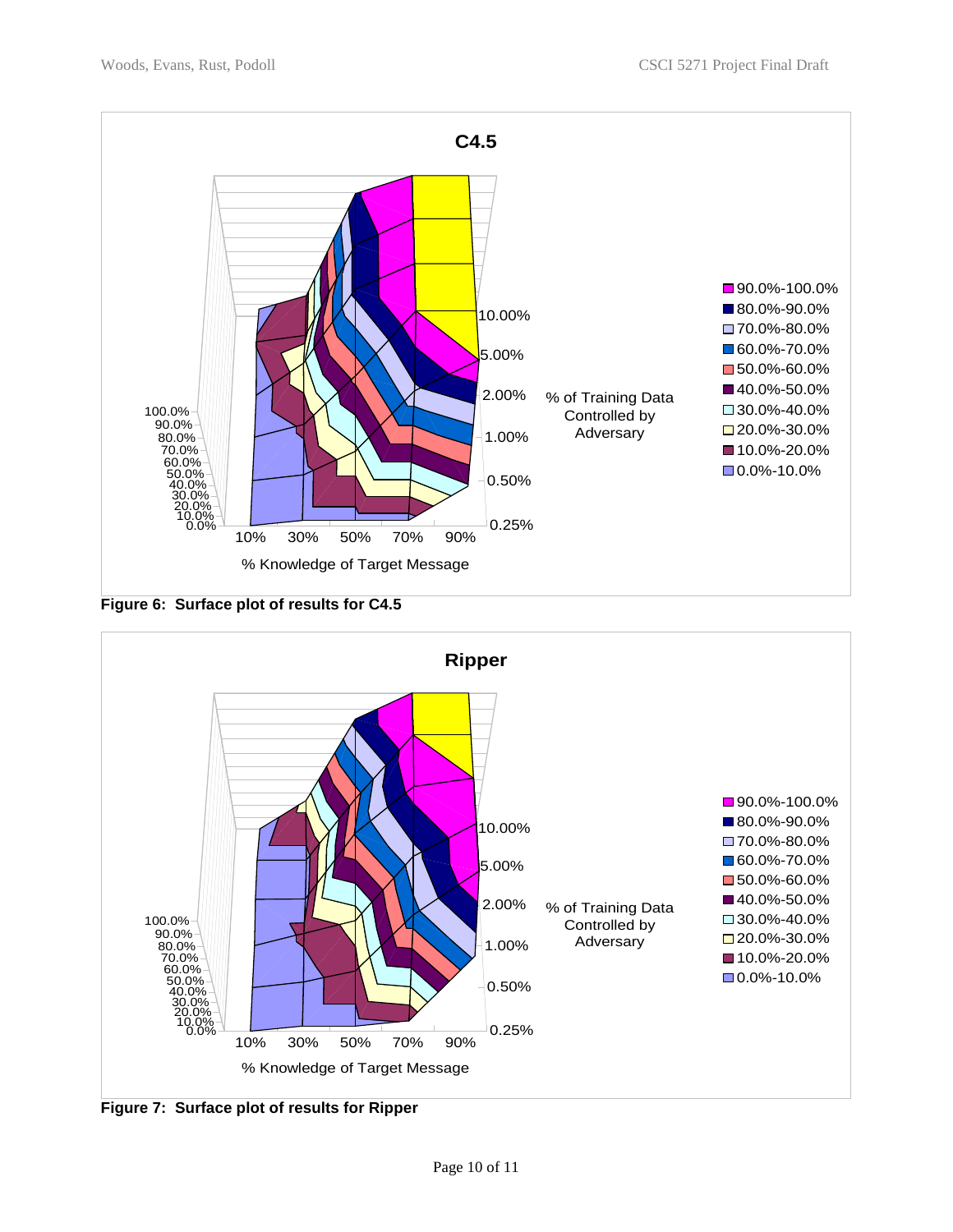Figure 6: Surface plot of results for C4.5

Figure 7: Surface plot of results for Ripper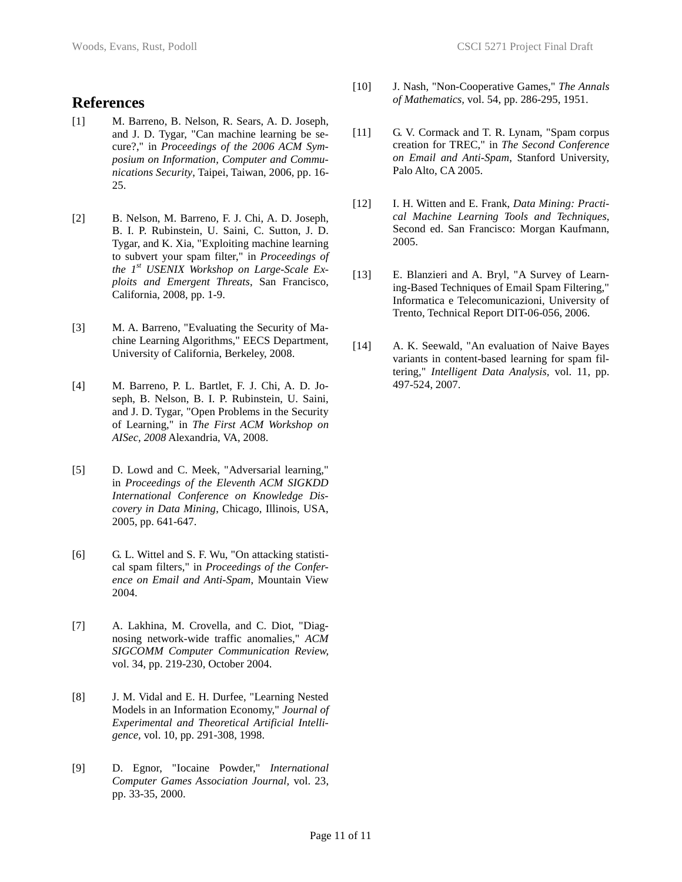## References

[1] M. Barreno, B. Nelson, R. Sears, A. D. Joseph, and J. D. Tygar, "Can machine learning be secure?," in *Proceedings of the 2006 ACM Symposium on Information, Computer and Communications Security*, Taipei, Taiwan, 2006, pp. 16-25.

[2] B. Nelson, M. Barreno, F. J. Chi, A. D. Joseph, B. I. P. Rubinstein, U. Saini, C. Sutton, J. D. Tygar, and K. Xia, "Exploiting machine learning to subvert your spam filter," in *Proceedings of the 1st USENIX Workshop on Large-Scale Exploits and Emergent Threats*, San Francisco, California, 2008, pp. 1-9.

[3] M. A. Barreno, "Evaluating the Security of Machine Learning Algorithms," EECS Department, University of California, Berkeley, 2008.

[4] M. Barreno, P. L. Bartlet, F. J. Chi, A. D. Joseph, B. Nelson, B. I. P. Rubinstein, U. Saini, and J. D. Tygar, "Open Problems in the Security of Learning," in *The First ACM Workshop on AISec, 2008* Alexandria, VA, 2008.

[5] D. Lowd and C. Meek, "Adversarial learning," in *Proceedings of the Eleventh ACM SIGKDD International Conference on Knowledge Discovery in Data Mining*, Chicago, Illinois, USA, 2005, pp. 641-647.

[6] G. L. Wittel and S. F. Wu, "On attacking statistical spam filters," in *Proceedings of the Conference on Email and Anti-Spam*, Mountain View 2004.

[7] A. Lakhina, M. Crovella, and C. Diot, "Diagnosing network-wide traffic anomalies," *ACM SIGCOMM Computer Communication Review*, vol. 34, pp. 219-230, October 2004.

[8] J. M. Vidal and E. H. Durfee, "Learning Nested Models in an Information Economy," *Journal of Experimental and Theoretical Artificial Intelligence*, vol. 10, pp. 291-308, 1998.

[9] D. Egnor, "Iocaine Powder," *International Computer Games Association Journal*, vol. 23, pp. 33-35, 2000.

[10] J. Nash, "Non-Cooperative Games," *The Annals of Mathematics*, vol. 54, pp. 286-295, 1951.

[11] G. V. Cormack and T. R. Lynam, "Spam corpus creation for TREC," in *The Second Conference on Email and Anti-Spam*, Stanford University, Palo Alto, CA 2005.

[12] I. H. Witten and E. Frank, *Data Mining: Practical Machine Learning Tools and Techniques*, Second ed. San Francisco: Morgan Kaufmann, 2005.

[13] E. Blanzieri and A. Bryl, "A Survey of Learning-Based Techniques of Email Spam Filtering," Informatica e Telecomunicazioni, University of Trento, Technical Report DIT-06-056, 2006.

[14] A. K. Seewald, "An evaluation of Naive Bayes variants in content-based learning for spam filtering," *Intelligent Data Analysis*, vol. 11, pp. 497-524, 2007.